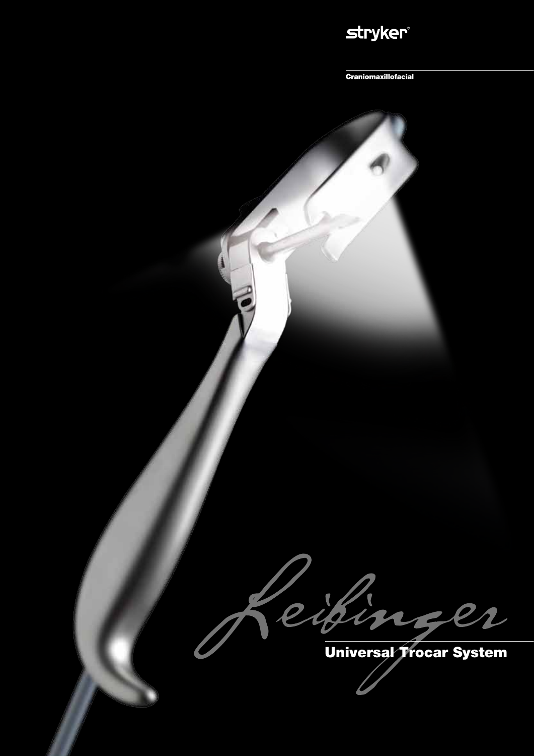stryker®

Craniomaxillofacial

Leibinger

# Universal Trocar System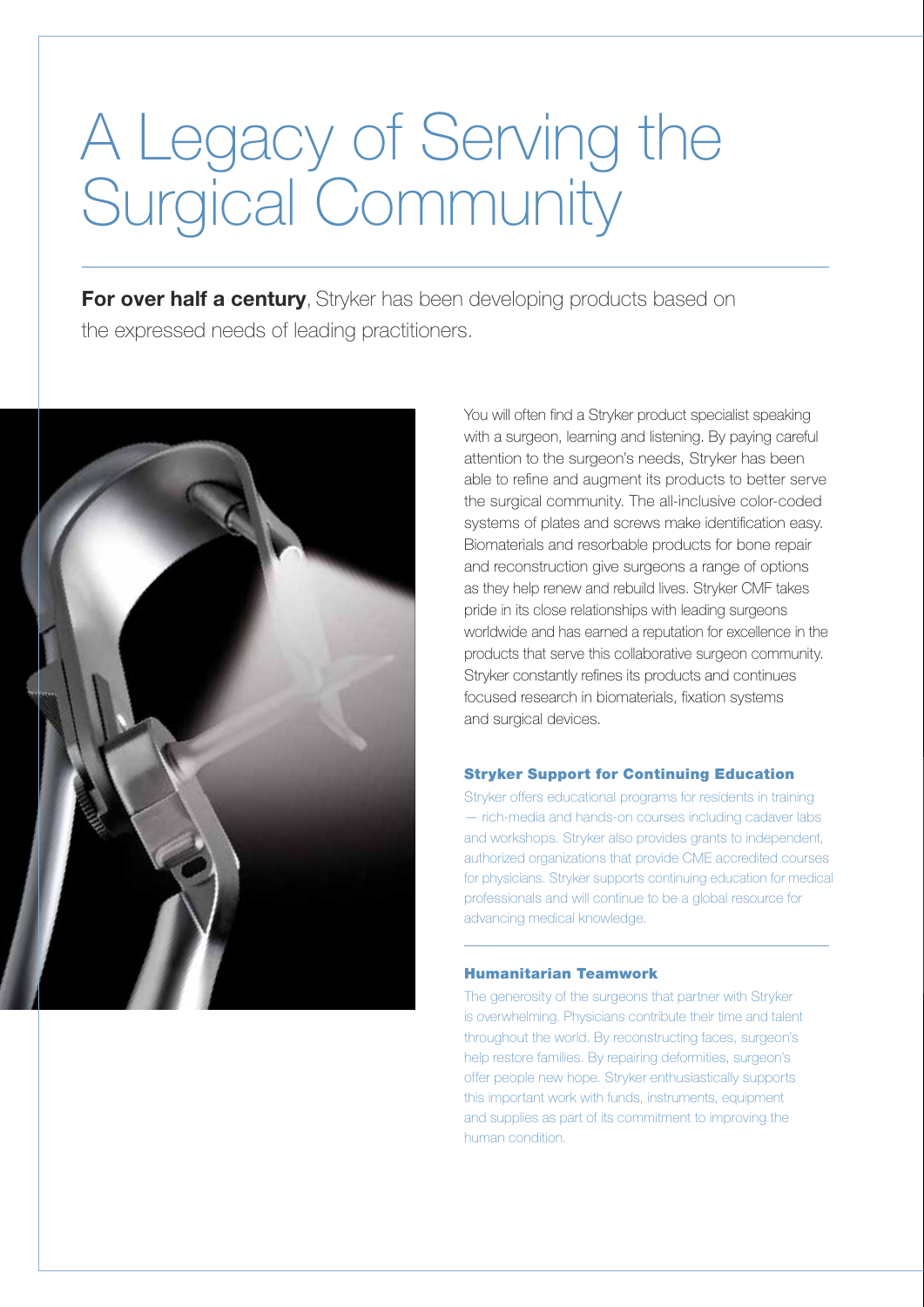# A Legacy of Serving the Surgical Community

**For over half a century**, Stryker has been developing products based on the expressed needs of leading practitioners.

You will often find a Stryker product specialist speaking with a surgeon, learning and listening. By paying careful attention to the surgeon's needs, Stryker has been able to refine and augment its products to better serve the surgical community. The all-inclusive color-coded systems of plates and screws make identification easy. Biomaterials and resorbable products for bone repair and reconstruction give surgeons a range of options as they help renew and rebuild lives. Stryker CMF takes pride in its close relationships with leading surgeons worldwide and has earned a reputation for excellence in the products that serve this collaborative surgeon community. Stryker constantly refines its products and continues focused research in biomaterials, fixation systems and surgical devices.

### Stryker Support for Continuing Education

Stryker offers educational programs for residents in training — rich-media and hands-on courses including cadaver labs and workshops. Stryker also provides grants to independent, authorized organizations that provide CME accredited courses for physicians. Stryker supports continuing education for medical professionals and will continue to be a global resource for advancing medical knowledge.

### Humanitarian Teamwork

The generosity of the surgeons that partner with Stryker is overwhelming. Physicians contribute their time and talent throughout the world. By reconstructing faces, surgeon's help restore families. By repairing deformities, surgeon's offer people new hope. Stryker enthusiastically supports this important work with funds, instruments, equipment and supplies as part of its commitment to improving the human condition.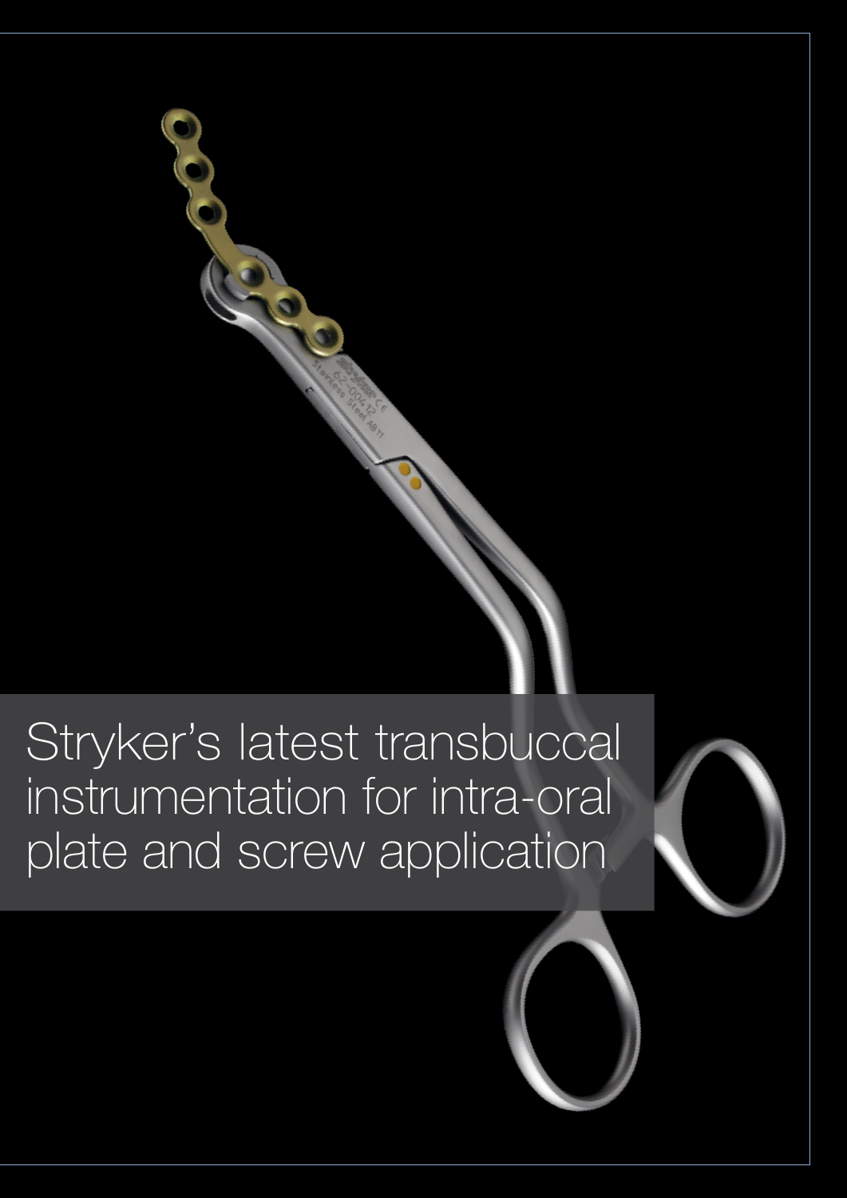Stryker's latest transbuccal instrumentation for intra-oral plate and screw application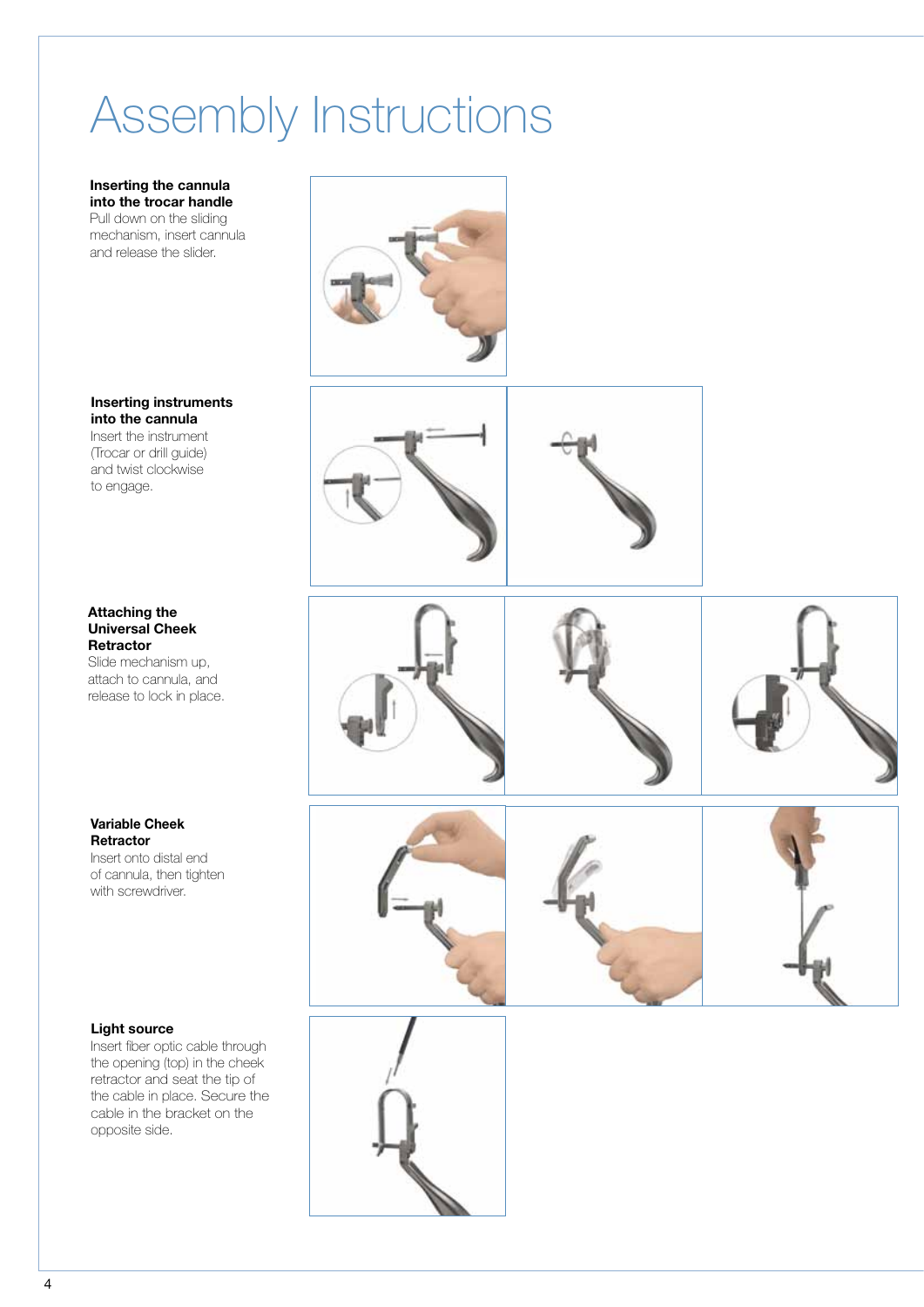# Assembly Instructions

**Inserting the cannula into the trocar handle**
Pull down on the sliding mechanism, insert cannula and release the slider.

**Inserting instruments into the cannula**
Insert the instrument (Trocar or drill guide) and twist clockwise to engage.

**Attaching the Universal Cheek Retractor**
Slide mechanism up, attach to cannula, and release to lock in place.

**Variable Cheek Retractor**
Insert onto distal end of cannula, then tighten with screwdriver.

**Light source**
Insert fiber optic cable through the opening (top) in the cheek retractor and seat the tip of the cable in place. Secure the cable in the bracket on the opposite side.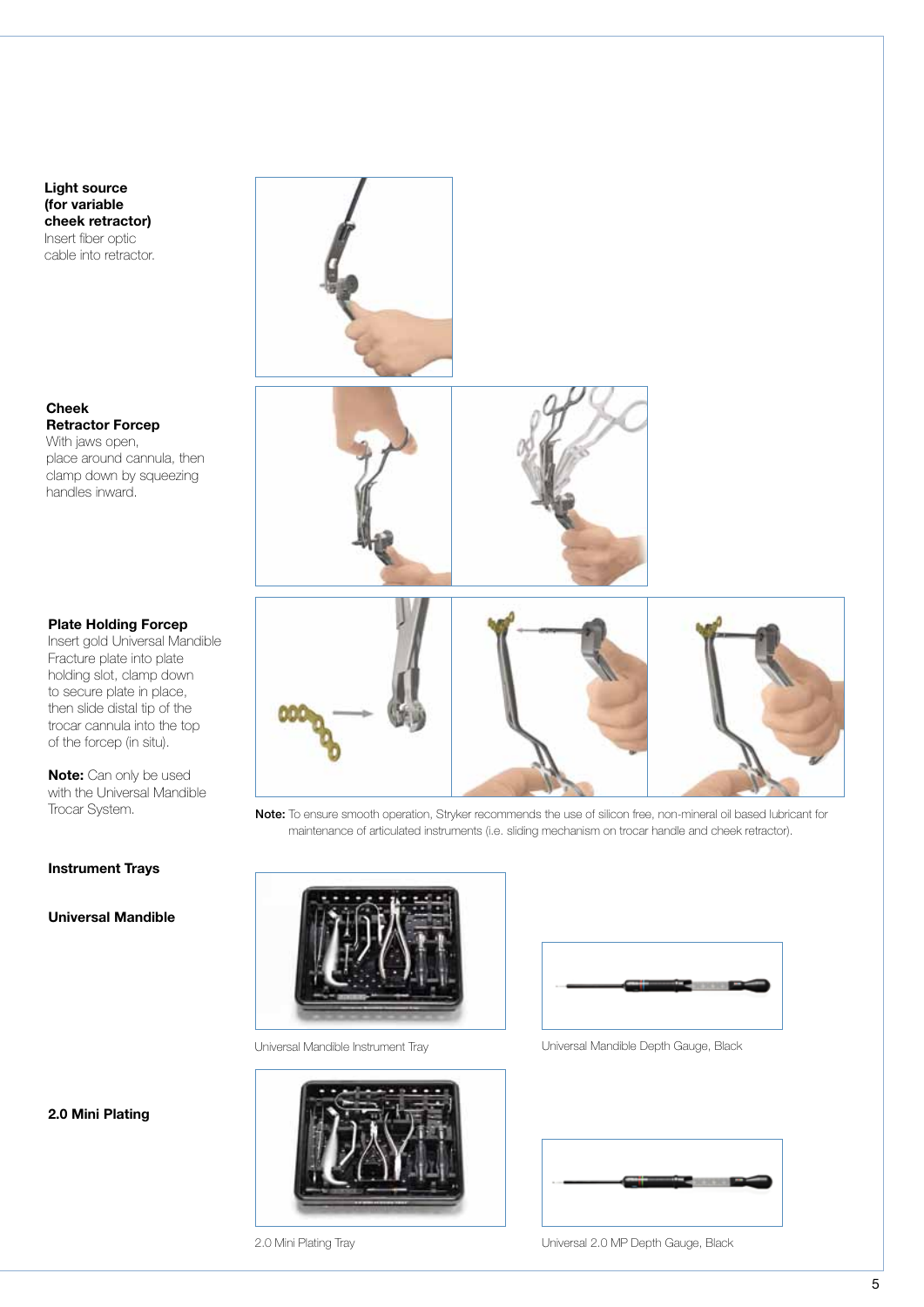**Light source (for variable cheek retractor)**
Insert fiber optic cable into retractor.

**Cheek Retractor Forcep**
With jaws open, place around cannula, then clamp down by squeezing handles inward.

**Plate Holding Forcep**
Insert gold Universal Mandible Fracture plate into plate holding slot, clamp down to secure plate in place, then slide distal tip of the trocar cannula into the top of the forcep (in situ).

**Note:** Can only be used with the Universal Mandible Trocar System.

**Note:** To ensure smooth operation, Stryker recommends the use of silicon free, non-mineral oil based lubricant for maintenance of articulated instruments (i.e. sliding mechanism on trocar handle and cheek retractor).

**Instrument Trays**

**Universal Mandible**

Universal Mandible Instrument Tray

Universal Mandible Depth Gauge, Black

**2.0 Mini Plating**

2.0 Mini Plating Tray

Universal 2.0 MP Depth Gauge, Black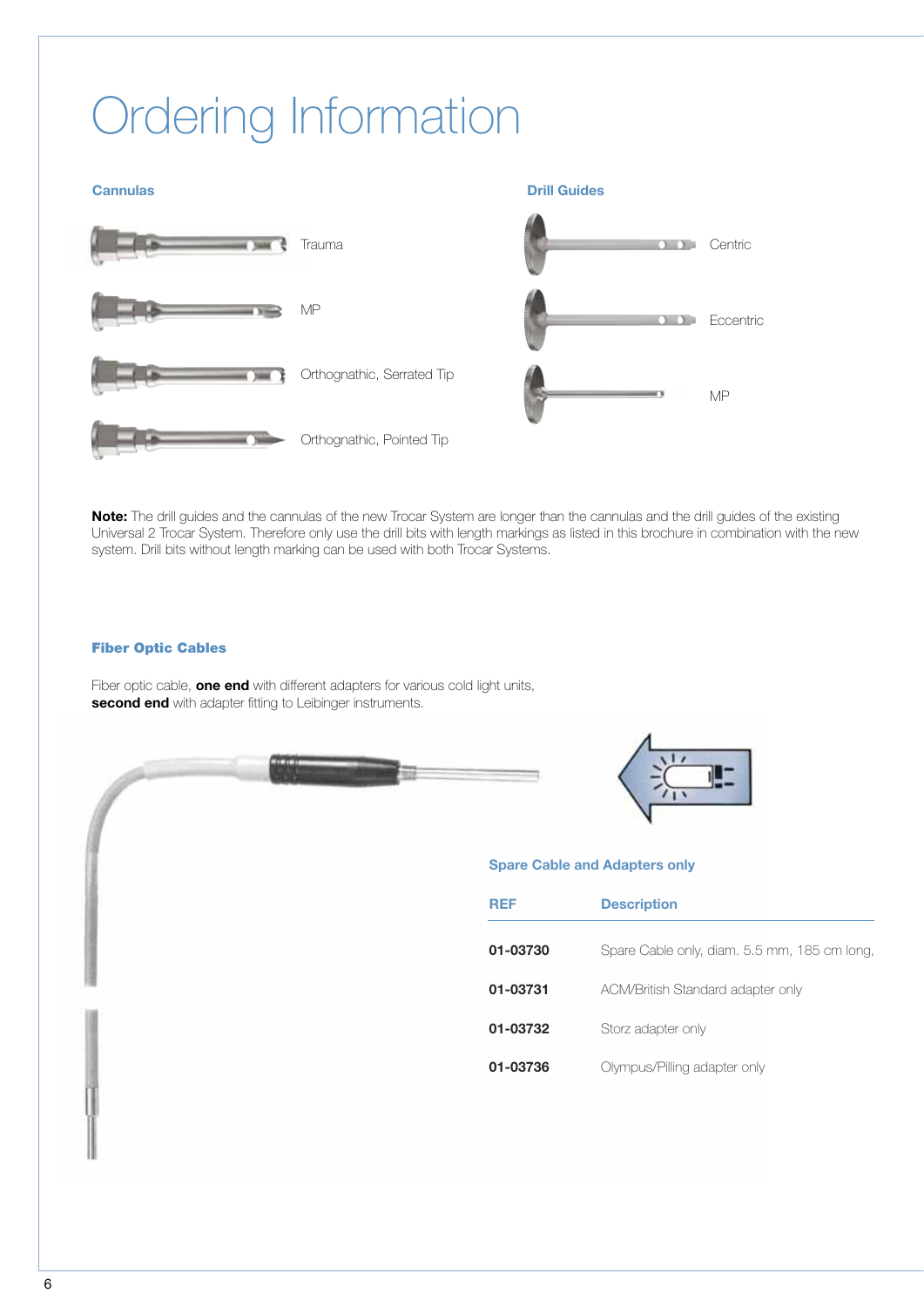# Ordering Information

## Cannulas

Trauma

MP

Orthognathic, Serrated Tip

Orthognathic, Pointed Tip

## Drill Guides

Centric

Eccentric

MP

**Note:** The drill guides and the cannulas of the new Trocar System are longer than the cannulas and the drill guides of the existing Universal 2 Trocar System. Therefore only use the drill bits with length markings as listed in this brochure in combination with the new system. Drill bits without length marking can be used with both Trocar Systems.

## Fiber Optic Cables

Fiber optic cable, **one end** with different adapters for various cold light units, **second end** with adapter fitting to Leibinger instruments.

### Spare Cable and Adapters only

| REF | Description |
|---|---|
| **01-03730** | Spare Cable only, diam. 5.5 mm, 185 cm long, |
| **01-03731** | ACM/British Standard adapter only |
| **01-03732** | Storz adapter only |
| **01-03736** | Olympus/Pilling adapter only |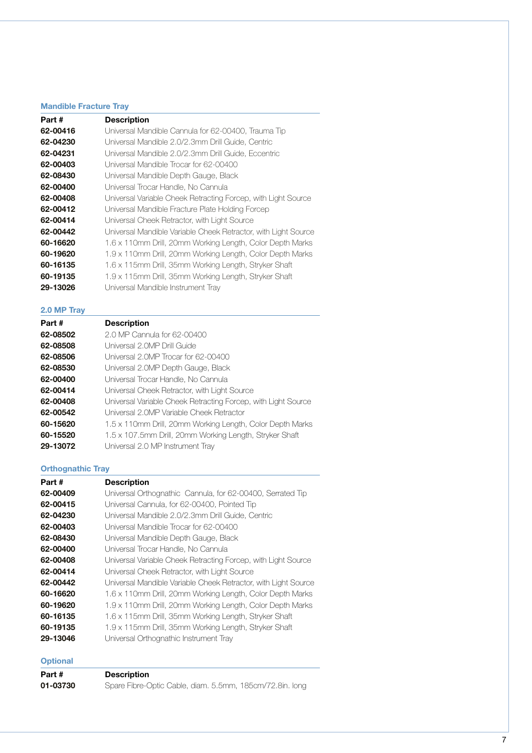### Mandible Fracture Tray

| Part # | Description |
| --- | --- |
| 62-00416 | Universal Mandible Cannula for 62-00400, Trauma Tip |
| 62-04230 | Universal Mandible 2.0/2.3mm Drill Guide, Centric |
| 62-04231 | Universal Mandible 2.0/2.3mm Drill Guide, Eccentric |
| 62-00403 | Universal Mandible Trocar for 62-00400 |
| 62-08430 | Universal Mandible Depth Gauge, Black |
| 62-00400 | Universal Trocar Handle, No Cannula |
| 62-00408 | Universal Variable Cheek Retracting Forcep, with Light Source |
| 62-00412 | Universal Mandible Fracture Plate Holding Forcep |
| 62-00414 | Universal Cheek Retractor, with Light Source |
| 62-00442 | Universal Mandible Variable Cheek Retractor, with Light Source |
| 60-16620 | 1.6 x 110mm Drill, 20mm Working Length, Color Depth Marks |
| 60-19620 | 1.9 x 110mm Drill, 20mm Working Length, Color Depth Marks |
| 60-16135 | 1.6 x 115mm Drill, 35mm Working Length, Stryker Shaft |
| 60-19135 | 1.9 x 115mm Drill, 35mm Working Length, Stryker Shaft |
| 29-13026 | Universal Mandible Instrument Tray |

### 2.0 MP Tray

| Part # | Description |
| --- | --- |
| 62-08502 | 2.0 MP Cannula for 62-00400 |
| 62-08508 | Universal 2.0MP Drill Guide |
| 62-08506 | Universal 2.0MP Trocar for 62-00400 |
| 62-08530 | Universal 2.0MP Depth Gauge, Black |
| 62-00400 | Universal Trocar Handle, No Cannula |
| 62-00414 | Universal Cheek Retractor, with Light Source |
| 62-00408 | Universal Variable Cheek Retracting Forcep, with Light Source |
| 62-00542 | Universal 2.0MP Variable Cheek Retractor |
| 60-15620 | 1.5 x 110mm Drill, 20mm Working Length, Color Depth Marks |
| 60-15520 | 1.5 x 107.5mm Drill, 20mm Working Length, Stryker Shaft |
| 29-13072 | Universal 2.0 MP Instrument Tray |

### Orthognathic Tray

| Part # | Description |
| --- | --- |
| 62-00409 | Universal Orthognathic Cannula, for 62-00400, Serrated Tip |
| 62-00415 | Universal Cannula, for 62-00400, Pointed Tip |
| 62-04230 | Universal Mandible 2.0/2.3mm Drill Guide, Centric |
| 62-00403 | Universal Mandible Trocar for 62-00400 |
| 62-08430 | Universal Mandible Depth Gauge, Black |
| 62-00400 | Universal Trocar Handle, No Cannula |
| 62-00408 | Universal Variable Cheek Retracting Forcep, with Light Source |
| 62-00414 | Universal Cheek Retractor, with Light Source |
| 62-00442 | Universal Mandible Variable Cheek Retractor, with Light Source |
| 60-16620 | 1.6 x 110mm Drill, 20mm Working Length, Color Depth Marks |
| 60-19620 | 1.9 x 110mm Drill, 20mm Working Length, Color Depth Marks |
| 60-16135 | 1.6 x 115mm Drill, 35mm Working Length, Stryker Shaft |
| 60-19135 | 1.9 x 115mm Drill, 35mm Working Length, Stryker Shaft |
| 29-13046 | Universal Orthognathic Instrument Tray |

### Optional

| Part # | Description |
| --- | --- |
| 01-03730 | Spare Fibre-Optic Cable, diam. 5.5mm, 185cm/72.8in. long |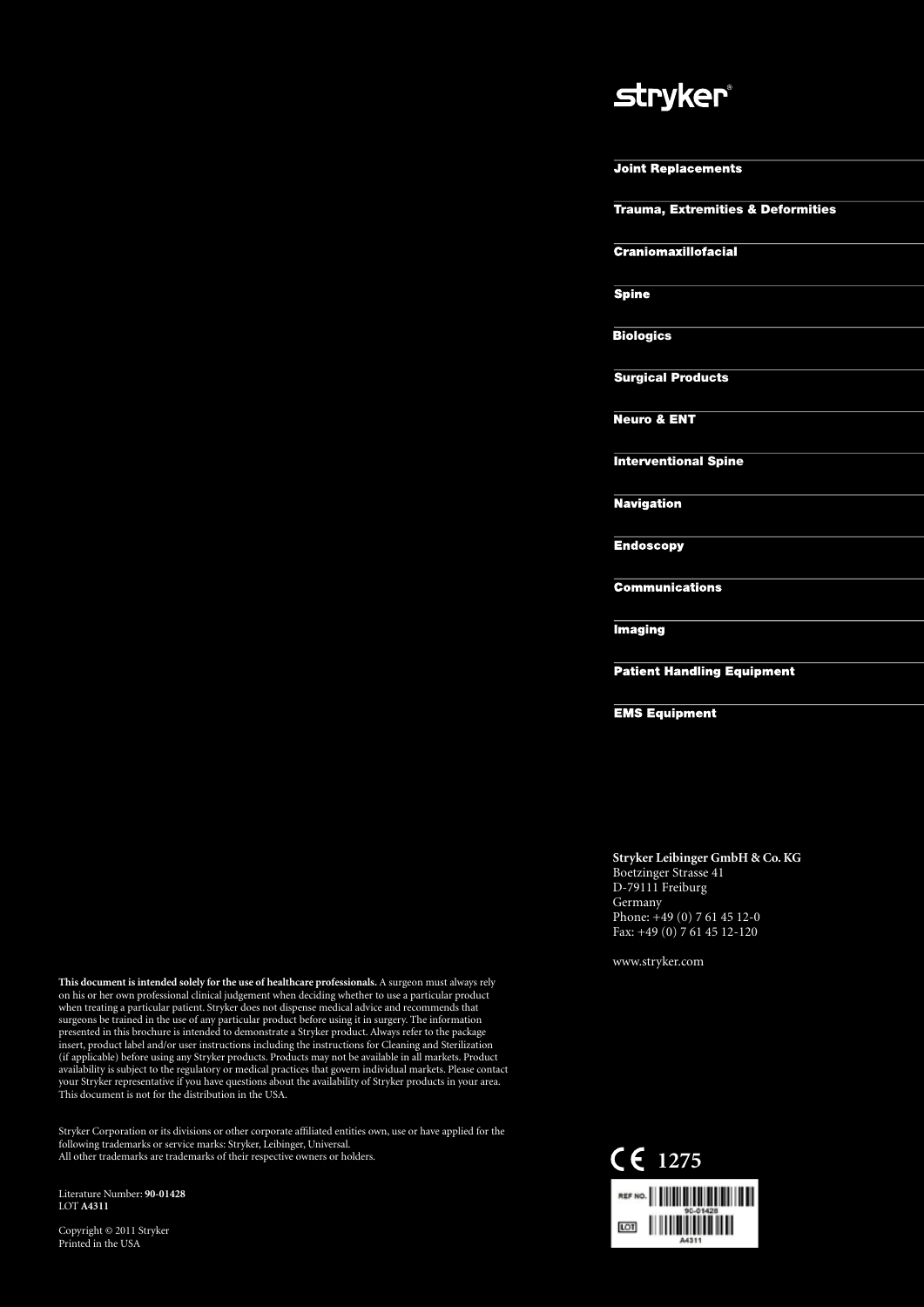stryker

**Joint Replacements**

**Trauma, Extremities & Deformities**

**Craniomaxillofacial**

**Spine**

**Biologics**

**Surgical Products**

**Neuro & ENT**

**Interventional Spine**

**Navigation**

**Endoscopy**

**Communications**

**Imaging**

**Patient Handling Equipment**

**EMS Equipment**

**Stryker Leibinger GmbH & Co. KG**
Boetzinger Strasse 41
D-79111 Freiburg
Germany
Phone: +49 (0) 7 61 45 12-0
Fax: +49 (0) 7 61 45 12-120

www.stryker.com

**This document is intended solely for the use of healthcare professionals.** A surgeon must always rely on his or her own professional clinical judgement when deciding whether to use a particular product when treating a particular patient. Stryker does not dispense medical advice and recommends that surgeons be trained in the use of any particular product before using it in surgery. The information presented in this brochure is intended to demonstrate a Stryker product. Always refer to the package insert, product label and/or user instructions including the instructions for Cleaning and Sterilization (if applicable) before using any Stryker products. Products may not be available in all markets. Product availability is subject to the regulatory or medical practices that govern individual markets. Please contact your Stryker representative if you have questions about the availability of Stryker products in your area. This document is not for the distribution in the USA.

Stryker Corporation or its divisions or other corporate affiliated entities own, use or have applied for the following trademarks or service marks: Stryker, Leibinger, Universal.
All other trademarks are trademarks of their respective owners or holders.

Literature Number: **90-01428**
LOT **A4311**

Copyright © 2011 Stryker
Printed in the USA

CE 1275

REF NO. 90-01428
LOT A4311